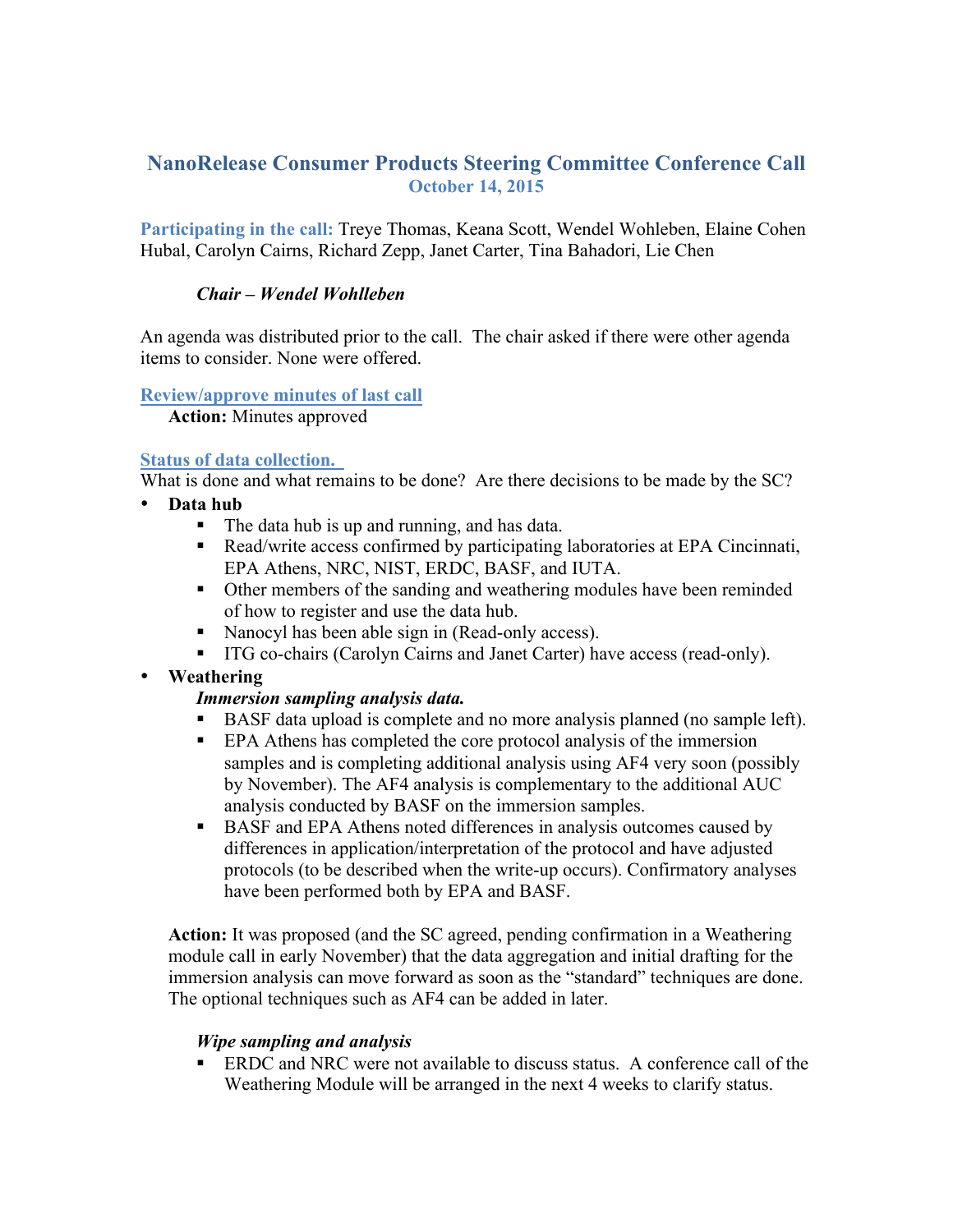# NanoRelease Consumer Products Steering Committee Conference Call

## October 14, 2015

**Participating in the call:** Treye Thomas, Keana Scott, Wendel Wohleben, Elaine Cohen Hubal, Carolyn Cairns, Richard Zepp, Janet Carter, Tina Bahadori, Lie Chen

***Chair – Wendel Wohlleben***

An agenda was distributed prior to the call. The chair asked if there were other agenda items to consider. None were offered.

### Review/approve minutes of last call

**Action:** Minutes approved

### Status of data collection.

What is done and what remains to be done? Are there decisions to be made by the SC?

- **Data hub**
  - The data hub is up and running, and has data.
  - Read/write access confirmed by participating laboratories at EPA Cincinnati, EPA Athens, NRC, NIST, ERDC, BASF, and IUTA.
  - Other members of the sanding and weathering modules have been reminded of how to register and use the data hub.
  - Nanocyl has been able sign in (Read-only access).
  - ITG co-chairs (Carolyn Cairns and Janet Carter) have access (read-only).
- **Weathering**

  ***Immersion sampling analysis data.***
  - BASF data upload is complete and no more analysis planned (no sample left).
  - EPA Athens has completed the core protocol analysis of the immersion samples and is completing additional analysis using AF4 very soon (possibly by November). The AF4 analysis is complementary to the additional AUC analysis conducted by BASF on the immersion samples.
  - BASF and EPA Athens noted differences in analysis outcomes caused by differences in application/interpretation of the protocol and have adjusted protocols (to be described when the write-up occurs). Confirmatory analyses have been performed both by EPA and BASF.

  **Action:** It was proposed (and the SC agreed, pending confirmation in a Weathering module call in early November) that the data aggregation and initial drafting for the immersion analysis can move forward as soon as the "standard" techniques are done. The optional techniques such as AF4 can be added in later.

  ***Wipe sampling and analysis***
  - ERDC and NRC were not available to discuss status. A conference call of the Weathering Module will be arranged in the next 4 weeks to clarify status.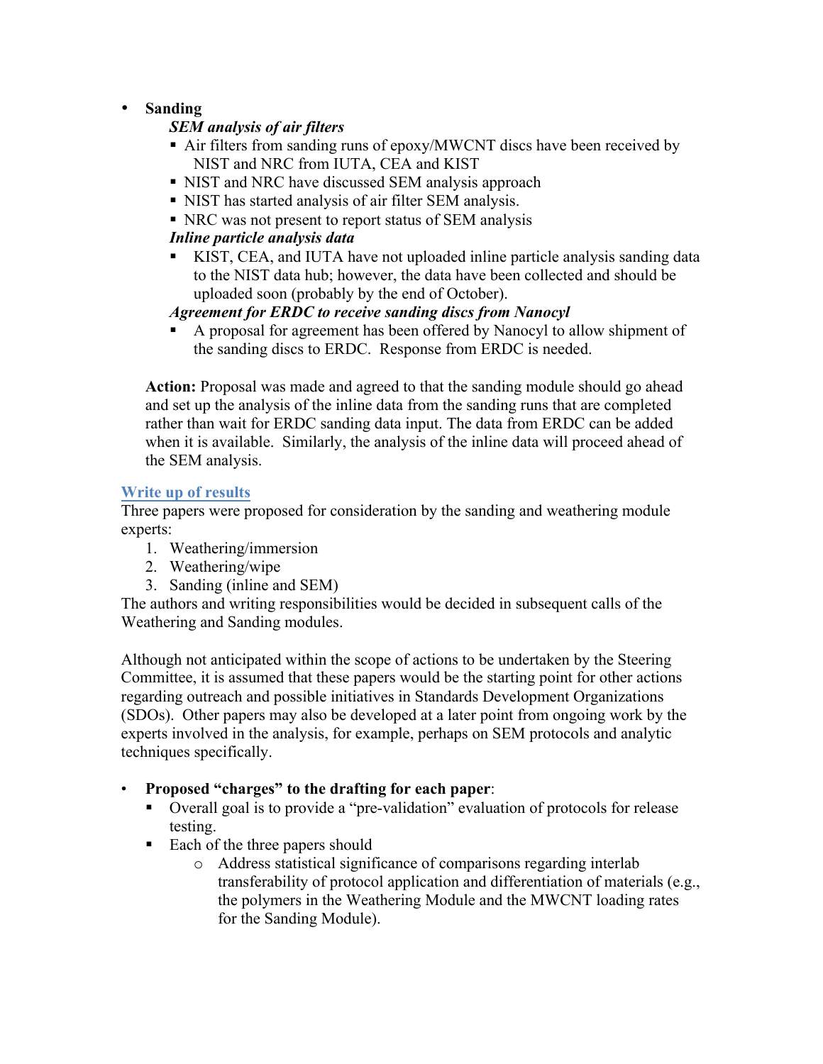- **Sanding**

  ***SEM analysis of air filters***

  - Air filters from sanding runs of epoxy/MWCNT discs have been received by NIST and NRC from IUTA, CEA and KIST
  - NIST and NRC have discussed SEM analysis approach
  - NIST has started analysis of air filter SEM analysis.
  - NRC was not present to report status of SEM analysis

  ***Inline particle analysis data***

  - KIST, CEA, and IUTA have not uploaded inline particle analysis sanding data to the NIST data hub; however, the data have been collected and should be uploaded soon (probably by the end of October).

  ***Agreement for ERDC to receive sanding discs from Nanocyl***

  - A proposal for agreement has been offered by Nanocyl to allow shipment of the sanding discs to ERDC. Response from ERDC is needed.

  **Action:** Proposal was made and agreed to that the sanding module should go ahead and set up the analysis of the inline data from the sanding runs that are completed rather than wait for ERDC sanding data input. The data from ERDC can be added when it is available. Similarly, the analysis of the inline data will proceed ahead of the SEM analysis.

## Write up of results

Three papers were proposed for consideration by the sanding and weathering module experts:

1. Weathering/immersion
2. Weathering/wipe
3. Sanding (inline and SEM)

The authors and writing responsibilities would be decided in subsequent calls of the Weathering and Sanding modules.

Although not anticipated within the scope of actions to be undertaken by the Steering Committee, it is assumed that these papers would be the starting point for other actions regarding outreach and possible initiatives in Standards Development Organizations (SDOs). Other papers may also be developed at a later point from ongoing work by the experts involved in the analysis, for example, perhaps on SEM protocols and analytic techniques specifically.

- **Proposed "charges" to the drafting for each paper**:
  - Overall goal is to provide a "pre-validation" evaluation of protocols for release testing.
  - Each of the three papers should
    - Address statistical significance of comparisons regarding interlab transferability of protocol application and differentiation of materials (e.g., the polymers in the Weathering Module and the MWCNT loading rates for the Sanding Module).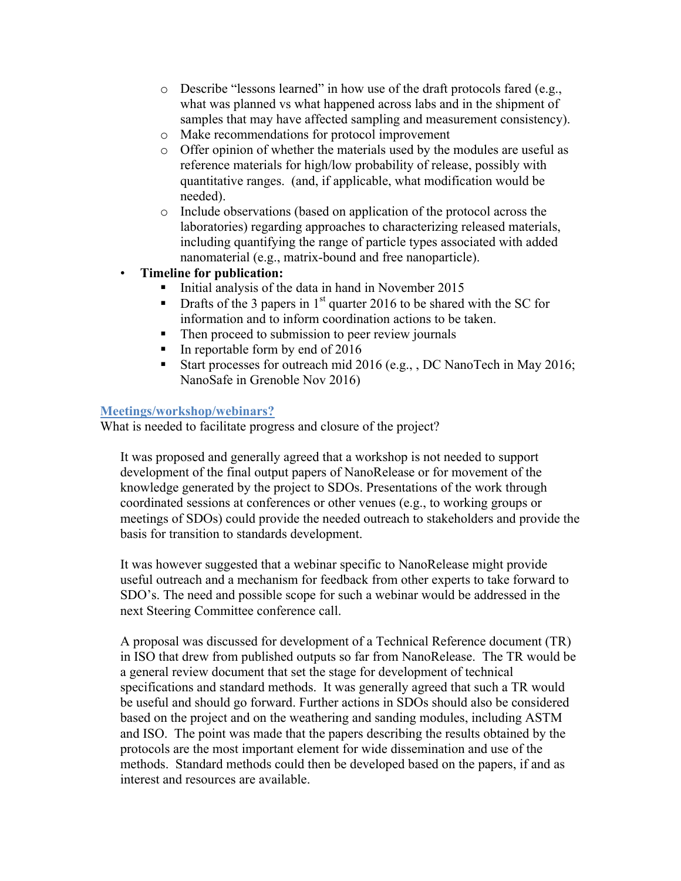- Describe "lessons learned" in how use of the draft protocols fared (e.g., what was planned vs what happened across labs and in the shipment of samples that may have affected sampling and measurement consistency).
- Make recommendations for protocol improvement
- Offer opinion of whether the materials used by the modules are useful as reference materials for high/low probability of release, possibly with quantitative ranges. (and, if applicable, what modification would be needed).
- Include observations (based on application of the protocol across the laboratories) regarding approaches to characterizing released materials, including quantifying the range of particle types associated with added nanomaterial (e.g., matrix-bound and free nanoparticle).

- **Timeline for publication:**
  - Initial analysis of the data in hand in November 2015
  - Drafts of the 3 papers in 1st quarter 2016 to be shared with the SC for information and to inform coordination actions to be taken.
  - Then proceed to submission to peer review journals
  - In reportable form by end of 2016
  - Start processes for outreach mid 2016 (e.g., , DC NanoTech in May 2016; NanoSafe in Grenoble Nov 2016)

## Meetings/workshop/webinars?

What is needed to facilitate progress and closure of the project?

It was proposed and generally agreed that a workshop is not needed to support development of the final output papers of NanoRelease or for movement of the knowledge generated by the project to SDOs. Presentations of the work through coordinated sessions at conferences or other venues (e.g., to working groups or meetings of SDOs) could provide the needed outreach to stakeholders and provide the basis for transition to standards development.

It was however suggested that a webinar specific to NanoRelease might provide useful outreach and a mechanism for feedback from other experts to take forward to SDO's. The need and possible scope for such a webinar would be addressed in the next Steering Committee conference call.

A proposal was discussed for development of a Technical Reference document (TR) in ISO that drew from published outputs so far from NanoRelease. The TR would be a general review document that set the stage for development of technical specifications and standard methods. It was generally agreed that such a TR would be useful and should go forward. Further actions in SDOs should also be considered based on the project and on the weathering and sanding modules, including ASTM and ISO. The point was made that the papers describing the results obtained by the protocols are the most important element for wide dissemination and use of the methods. Standard methods could then be developed based on the papers, if and as interest and resources are available.